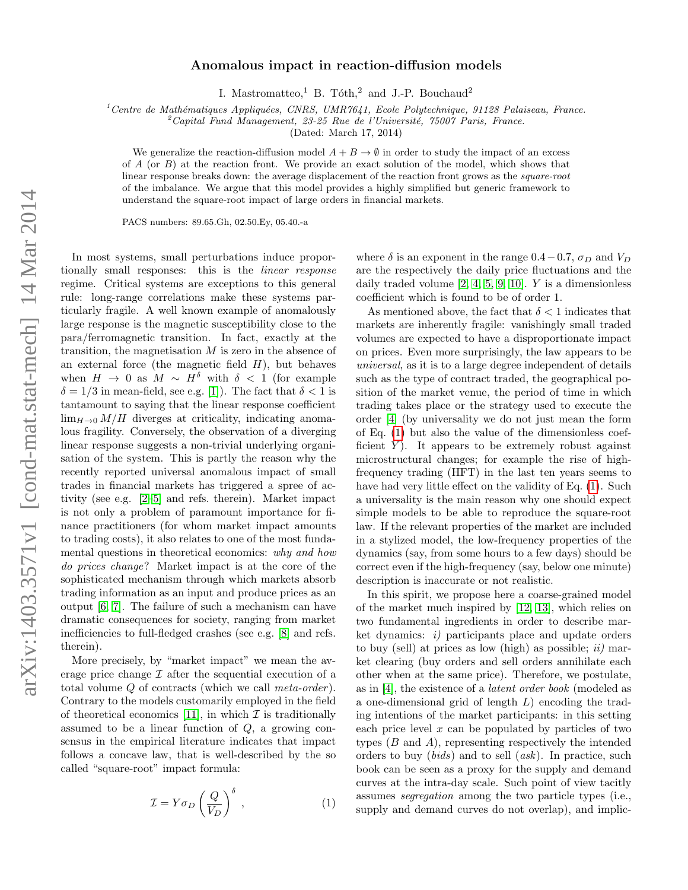# Anomalous impact in reaction-diffusion models

I. Mastromatteo,[1] B. Tóth,[2] and J.-P. Bouchaud[2]

[1] *Centre de Mathématiques Appliquées, CNRS, UMR7641, Ecole Polytechnique, 91128 Palaiseau, France.*
[2] *Capital Fund Management, 23-25 Rue de l'Université, 75007 Paris, France.*

(Dated: March 17, 2014)

We generalize the reaction-diffusion model $A + B \to \emptyset$ in order to study the impact of an excess of $A$ (or $B$) at the reaction front. We provide an exact solution of the model, which shows that linear response breaks down: the average displacement of the reaction front grows as the *square-root* of the imbalance. We argue that this model provides a highly simplified but generic framework to understand the square-root impact of large orders in financial markets.

PACS numbers: 89.65.Gh, 02.50.Ey, 05.40.-a

In most systems, small perturbations induce proportionally small responses: this is the *linear response* regime. Critical systems are exceptions to this general rule: long-range correlations make these systems particularly fragile. A well known example of anomalously large response is the magnetic susceptibility close to the para/ferromagnetic transition. In fact, exactly at the transition, the magnetisation $M$ is zero in the absence of an external force (the magnetic field $H$), but behaves when $H \to 0$ as $M \sim H^\delta$ with $\delta < 1$ (for example $\delta = 1/3$ in mean-field, see e.g. [1]). The fact that $\delta < 1$ is tantamount to saying that the linear response coefficient $\lim_{H\to 0} M/H$ diverges at criticality, indicating anomalous fragility. Conversely, the observation of a diverging linear response suggests a non-trivial underlying organisation of the system. This is partly the reason why the recently reported universal anomalous impact of small trades in financial markets has triggered a spree of activity (see e.g. [2–5] and refs. therein). Market impact is not only a problem of paramount importance for finance practitioners (for whom market impact amounts to trading costs), it also relates to one of the most fundamental questions in theoretical economics: *why and how do prices change*? Market impact is at the core of the sophisticated mechanism through which markets absorb trading information as an input and produce prices as an output [6, 7]. The failure of such a mechanism can have dramatic consequences for society, ranging from market inefficiencies to full-fledged crashes (see e.g. [8] and refs. therein).

More precisely, by "market impact" we mean the average price change $\mathcal{I}$ after the sequential execution of a total volume $Q$ of contracts (which we call *meta-order*). Contrary to the models customarily employed in the field of theoretical economics [11], in which $\mathcal{I}$ is traditionally assumed to be a linear function of $Q$, a growing consensus in the empirical literature indicates that impact follows a concave law, that is well-described by the so called "square-root" impact formula:

$$\mathcal{I} = Y \sigma_D \left( \frac{Q}{V_D} \right)^\delta , \tag{1}$$

where $\delta$ is an exponent in the range $0.4 - 0.7$, $\sigma_D$ and $V_D$ are the respectively the daily price fluctuations and the daily traded volume [2, 4, 5, 9, 10]. $Y$ is a dimensionless coefficient which is found to be of order 1.

As mentioned above, the fact that $\delta < 1$ indicates that markets are inherently fragile: vanishingly small traded volumes are expected to have a disproportionate impact on prices. Even more surprisingly, the law appears to be *universal*, as it is to a large degree independent of details such as the type of contract traded, the geographical position of the market venue, the period of time in which trading takes place or the strategy used to execute the order [4] (by universality we do not just mean the form of Eq. (1) but also the value of the dimensionless coefficient $Y$). It appears to be extremely robust against microstructural changes; for example the rise of high-frequency trading (HFT) in the last ten years seems to have had very little effect on the validity of Eq. (1). Such a universality is the main reason why one should expect simple models to be able to reproduce the square-root law. If the relevant properties of the market are included in a stylized model, the low-frequency properties of the dynamics (say, from some hours to a few days) should be correct even if the high-frequency (say, below one minute) description is inaccurate or not realistic.

In this spirit, we propose here a coarse-grained model of the market much inspired by [12, 13], which relies on two fundamental ingredients in order to describe market dynamics: *i)* participants place and update orders to buy (sell) at prices as low (high) as possible; *ii)* market clearing (buy orders and sell orders annihilate each other when at the same price). Therefore, we postulate, as in [4], the existence of a *latent order book* (modeled as a one-dimensional grid of length $L$) encoding the trading intentions of the market participants: in this setting each price level $x$ can be populated by particles of two types ($B$ and $A$), representing respectively the intended orders to buy (*bids*) and to sell (*ask*). In practice, such book can be seen as a proxy for the supply and demand curves at the intra-day scale. Such point of view tacitly assumes *segregation* among the two particle types (i.e., supply and demand curves do not overlap), and implic-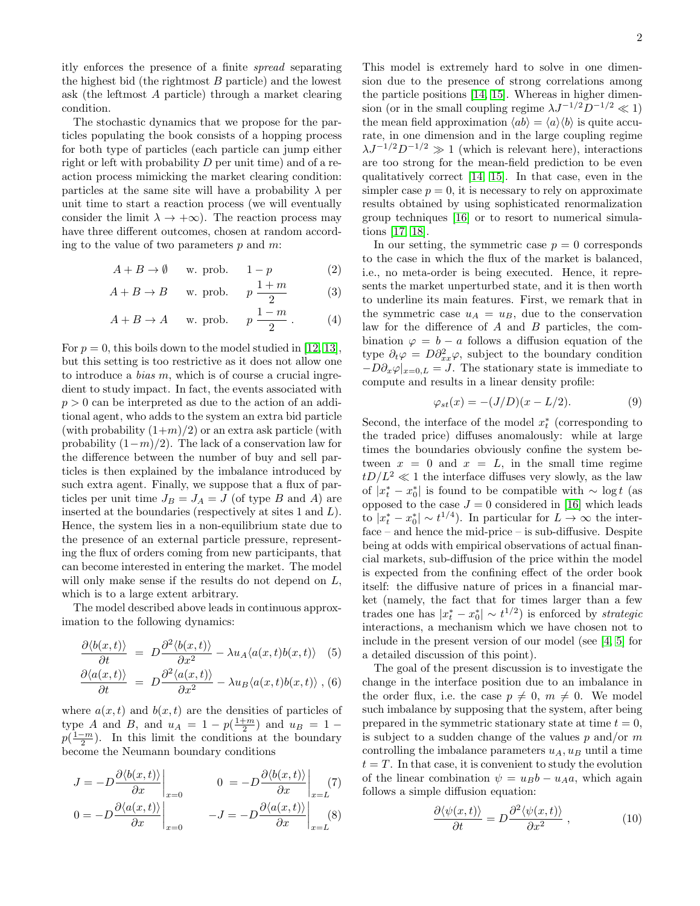itly enforces the presence of a finite *spread* separating the highest bid (the rightmost $B$ particle) and the lowest ask (the leftmost $A$ particle) through a market clearing condition.

The stochastic dynamics that we propose for the particles populating the book consists of a hopping process for both type of particles (each particle can jump either right or left with probability $D$ per unit time) and of a reaction process mimicking the market clearing condition: particles at the same site will have a probability $\lambda$ per unit time to start a reaction process (we will eventually consider the limit $\lambda \to +\infty$). The reaction process may have three different outcomes, chosen at random according to the value of two parameters $p$ and $m$:

$$A + B \to \emptyset \quad \text{w. prob.} \quad 1 - p \tag{2}$$

$$A + B \to B \quad \text{w. prob.} \quad p\,\frac{1+m}{2} \tag{3}$$

$$A + B \to A \quad \text{w. prob.} \quad p\,\frac{1-m}{2}\,. \tag{4}$$

For $p = 0$, this boils down to the model studied in [12, 13], but this setting is too restrictive as it does not allow one to introduce a *bias* $m$, which is of course a crucial ingredient to study impact. In fact, the events associated with $p > 0$ can be interpreted as due to the action of an additional agent, who adds to the system an extra bid particle (with probability $(1+m)/2$) or an extra ask particle (with probability $(1-m)/2$). The lack of a conservation law for the difference between the number of buy and sell particles is then explained by the imbalance introduced by such extra agent. Finally, we suppose that a flux of particles per unit time $J_B = J_A = J$ (of type $B$ and $A$) are inserted at the boundaries (respectively at sites 1 and $L$). Hence, the system lies in a non-equilibrium state due to the presence of an external particle pressure, representing the flux of orders coming from new participants, that can become interested in entering the market. The model will only make sense if the results do not depend on $L$, which is to a large extent arbitrary.

The model described above leads in continuous approximation to the following dynamics:

$$\frac{\partial \langle b(x,t)\rangle}{\partial t} = D\frac{\partial^2 \langle b(x,t)\rangle}{\partial x^2} - \lambda u_A \langle a(x,t) b(x,t)\rangle \tag{5}$$

$$\frac{\partial \langle a(x,t)\rangle}{\partial t} = D\frac{\partial^2 \langle a(x,t)\rangle}{\partial x^2} - \lambda u_B \langle a(x,t) b(x,t)\rangle\,, \tag{6}$$

where $a(x,t)$ and $b(x,t)$ are the densities of particles of type $A$ and $B$, and $u_A = 1 - p(\frac{1+m}{2})$ and $u_B = 1 - p(\frac{1-m}{2})$. In this limit the conditions at the boundary become the Neumann boundary conditions

$$J = -D\left.\frac{\partial \langle b(x,t)\rangle}{\partial x}\right|_{x=0} \qquad 0 = -D\left.\frac{\partial \langle b(x,t)\rangle}{\partial x}\right|_{x=L} \tag{7}$$

$$0 = -D\left.\frac{\partial \langle a(x,t)\rangle}{\partial x}\right|_{x=0} \qquad -J = -D\left.\frac{\partial \langle a(x,t)\rangle}{\partial x}\right|_{x=L} \tag{8}$$

This model is extremely hard to solve in one dimension due to the presence of strong correlations among the particle positions [14, 15]. Whereas in higher dimension (or in the small coupling regime $\lambda J^{-1/2} D^{-1/2} \ll 1$) the mean field approximation $\langle ab\rangle = \langle a\rangle\langle b\rangle$ is quite accurate, in one dimension and in the large coupling regime $\lambda J^{-1/2} D^{-1/2} \gg 1$ (which is relevant here), interactions are too strong for the mean-field prediction to be even qualitatively correct [14, 15]. In that case, even in the simpler case $p = 0$, it is necessary to rely on approximate results obtained by using sophisticated renormalization group techniques [16] or to resort to numerical simulations [17, 18].

In our setting, the symmetric case $p = 0$ corresponds to the case in which the flux of the market is balanced, i.e., no meta-order is being executed. Hence, it represents the market unperturbed state, and it is then worth to underline its main features. First, we remark that in the symmetric case $u_A = u_B$, due to the conservation law for the difference of $A$ and $B$ particles, the combination $\varphi = b - a$ follows a diffusion equation of the type $\partial_t \varphi = D\partial^2_{xx}\varphi$, subject to the boundary condition $-D\partial_x\varphi|_{x=0,L} = J$. The stationary state is immediate to compute and results in a linear density profile:

$$\varphi_{st}(x) = -(J/D)(x - L/2). \tag{9}$$

Second, the interface of the model $x^*_t$ (corresponding to the traded price) diffuses anomalously: while at large times the boundaries obviously confine the system between $x = 0$ and $x = L$, in the small time regime $tD/L^2 \ll 1$ the interface diffuses very slowly, as the law of $|x^*_t - x^*_0|$ is found to be compatible with $\sim \log t$ (as opposed to the case $J = 0$ considered in [16] which leads to $|x^*_t - x^*_0| \sim t^{1/4}$). In particular for $L \to \infty$ the interface – and hence the mid-price – is sub-diffusive. Despite being at odds with empirical observations of actual financial markets, sub-diffusion of the price within the model is expected from the confining effect of the order book itself: the diffusive nature of prices in a financial market (namely, the fact that for times larger than a few trades one has $|x^*_t - x^*_0| \sim t^{1/2}$) is enforced by *strategic* interactions, a mechanism which we have chosen not to include in the present version of our model (see [4, 5] for a detailed discussion of this point).

The goal of the present discussion is to investigate the change in the interface position due to an imbalance in the order flux, i.e. the case $p \neq 0$, $m \neq 0$. We model such imbalance by supposing that the system, after being prepared in the symmetric stationary state at time $t = 0$, is subject to a sudden change of the values $p$ and/or $m$ controlling the imbalance parameters $u_A, u_B$ until a time $t = T$. In that case, it is convenient to study the evolution of the linear combination $\psi = u_B b - u_A a$, which again follows a simple diffusion equation:

$$\frac{\partial \langle \psi(x,t)\rangle}{\partial t} = D\frac{\partial^2 \langle \psi(x,t)\rangle}{\partial x^2}\,, \tag{10}$$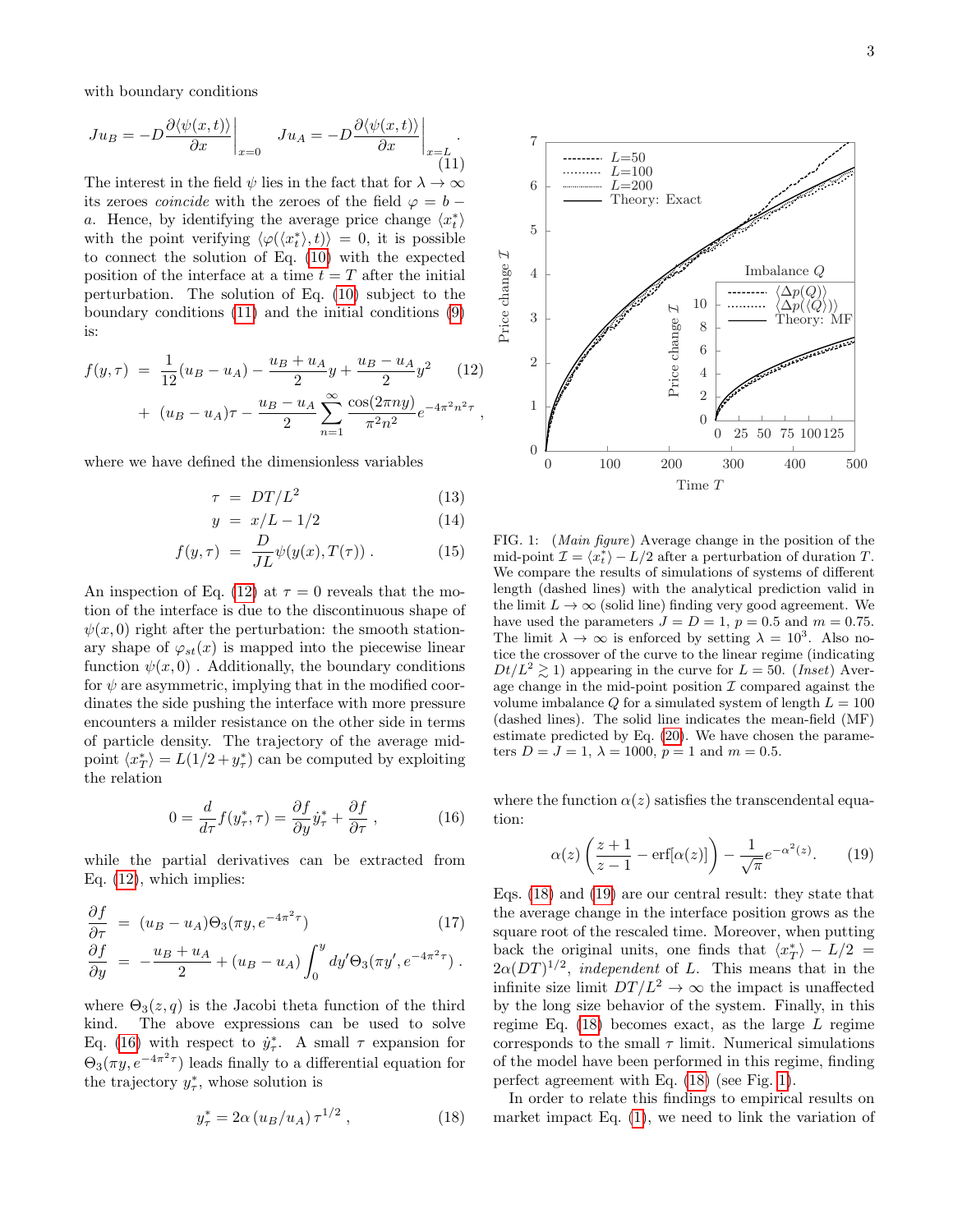with boundary conditions

$$Ju_B = -D\frac{\partial\langle\psi(x,t)\rangle}{\partial x}\bigg|_{x=0} \quad Ju_A = -D\frac{\partial\langle\psi(x,t)\rangle}{\partial x}\bigg|_{x=L} . \tag{11}$$

The interest in the field $\psi$ lies in the fact that for $\lambda \to \infty$ its zeroes *coincide* with the zeroes of the field $\varphi = b - a$. Hence, by identifying the average price change $\langle x_t^*\rangle$ with the point verifying $\langle\varphi(\langle x_t^*\rangle, t)\rangle = 0$, it is possible to connect the solution of Eq. (10) with the expected position of the interface at a time $t = T$ after the initial perturbation. The solution of Eq. (10) subject to the boundary conditions (11) and the initial conditions (9) is:

$$\begin{aligned} f(y,\tau) &= \frac{1}{12}(u_B - u_A) - \frac{u_B + u_A}{2}y + \frac{u_B - u_A}{2}y^2 \\ &+ (u_B - u_A)\tau - \frac{u_B - u_A}{2}\sum_{n=1}^{\infty}\frac{\cos(2\pi n y)}{\pi^2 n^2}e^{-4\pi^2 n^2 \tau} , \end{aligned} \tag{12}$$

where we have defined the dimensionless variables

$$\tau = DT/L^2 \tag{13}$$

$$y = x/L - 1/2 \tag{14}$$

$$f(y,\tau) = \frac{D}{JL}\psi(y(x), T(\tau)) . \tag{15}$$

An inspection of Eq. (12) at $\tau = 0$ reveals that the motion of the interface is due to the discontinuous shape of $\psi(x, 0)$ right after the perturbation: the smooth stationary shape of $\varphi_{st}(x)$ is mapped into the piecewise linear function $\psi(x, 0)$ . Additionally, the boundary conditions for $\psi$ are asymmetric, implying that in the modified coordinates the side pushing the interface with more pressure encounters a milder resistance on the other side in terms of particle density. The trajectory of the average midpoint $\langle x_T^*\rangle = L(1/2 + y_\tau^*)$ can be computed by exploiting the relation

$$0 = \frac{d}{d\tau}f(y_\tau^*, \tau) = \frac{\partial f}{\partial y}\dot{y}_\tau^* + \frac{\partial f}{\partial \tau} , \tag{16}$$

while the partial derivatives can be extracted from Eq. (12), which implies:

$$\frac{\partial f}{\partial \tau} = (u_B - u_A)\Theta_3(\pi y, e^{-4\pi^2\tau}) \tag{17}$$

$$\frac{\partial f}{\partial y} = -\frac{u_B + u_A}{2} + (u_B - u_A)\int_0^y dy'\Theta_3(\pi y', e^{-4\pi^2\tau}) .$$

where $\Theta_3(z, q)$ is the Jacobi theta function of the third kind. The above expressions can be used to solve Eq. (16) with respect to $\dot{y}_\tau^*$. A small $\tau$ expansion for $\Theta_3(\pi y, e^{-4\pi^2\tau})$ leads finally to a differential equation for the trajectory $y_\tau^*$, whose solution is

$$y_\tau^* = 2\alpha\,(u_B/u_A)\,\tau^{1/2} , \tag{18}$$

FIG. 1: (*Main figure*) Average change in the position of the mid-point $\mathcal{I} = \langle x_t^*\rangle - L/2$ after a perturbation of duration $T$. We compare the results of simulations of systems of different length (dashed lines) with the analytical prediction valid in the limit $L \to \infty$ (solid line) finding very good agreement. We have used the parameters $J = D = 1$, $p = 0.5$ and $m = 0.75$. The limit $\lambda \to \infty$ is enforced by setting $\lambda = 10^3$. Also notice the crossover of the curve to the linear regime (indicating $Dt/L^2 \gtrsim 1$) appearing in the curve for $L = 50$. (*Inset*) Average change in the mid-point position $\mathcal{I}$ compared against the volume imbalance $Q$ for a simulated system of length $L = 100$ (dashed lines). The solid line indicates the mean-field (MF) estimate predicted by Eq. (20). We have chosen the parameters $D = J = 1$, $\lambda = 1000$, $p = 1$ and $m = 0.5$.

where the function $\alpha(z)$ satisfies the transcendental equation:

$$\alpha(z)\left(\frac{z+1}{z-1} - \mathrm{erf}[\alpha(z)]\right) - \frac{1}{\sqrt{\pi}}e^{-\alpha^2(z)} . \tag{19}$$

Eqs. (18) and (19) are our central result: they state that the average change in the interface position grows as the square root of the rescaled time. Moreover, when putting back the original units, one finds that $\langle x_T^*\rangle - L/2 = 2\alpha(DT)^{1/2}$, *independent* of $L$. This means that in the infinite size limit $DT/L^2 \to \infty$ the impact is unaffected by the long size behavior of the system. Finally, in this regime Eq. (18) becomes exact, as the large $L$ regime corresponds to the small $\tau$ limit. Numerical simulations of the model have been performed in this regime, finding perfect agreement with Eq. (18) (see Fig. 1).

In order to relate this findings to empirical results on market impact Eq. (1), we need to link the variation of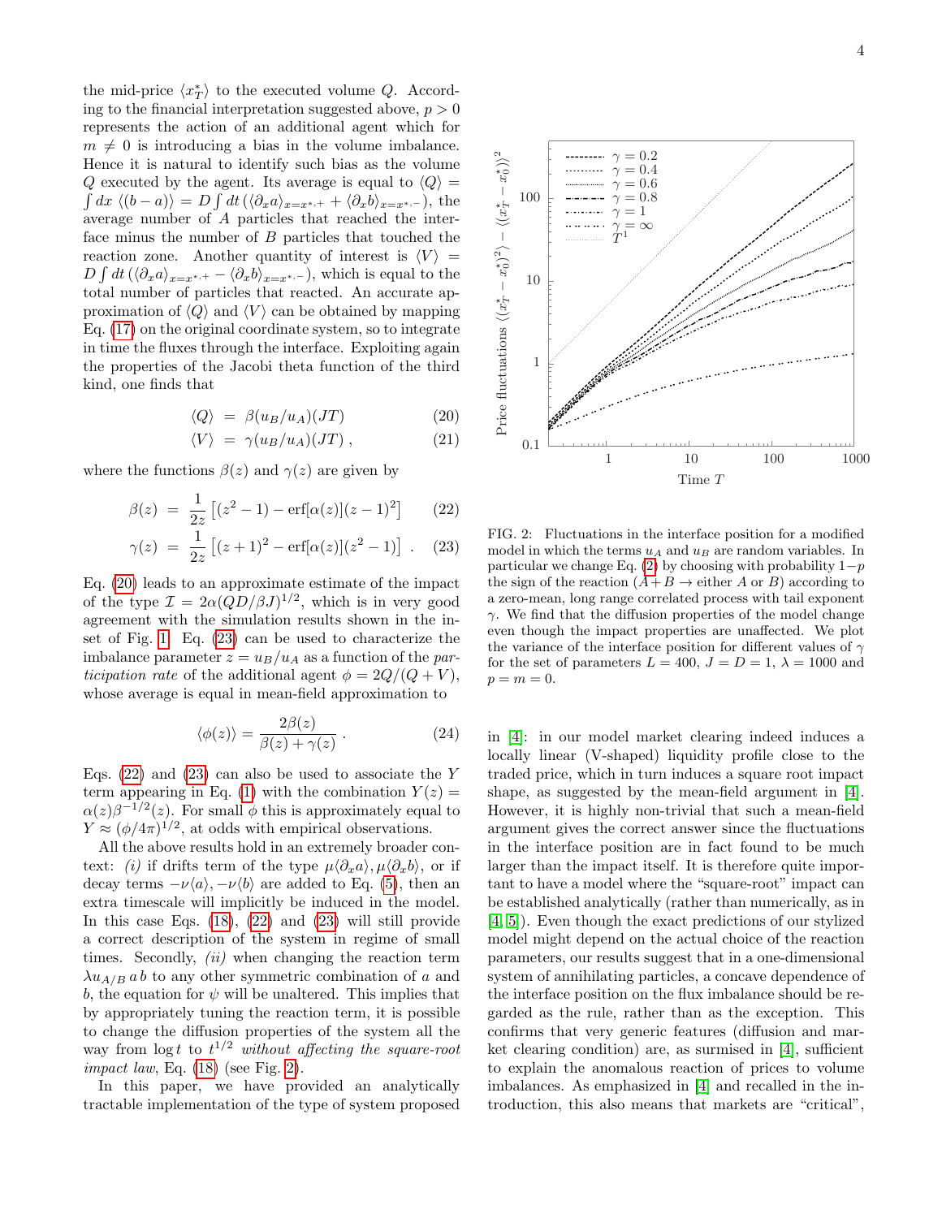the mid-price $\langle x_T^* \rangle$ to the executed volume $Q$. According to the financial interpretation suggested above, $p > 0$ represents the action of an additional agent which for $m \neq 0$ is introducing a bias in the volume imbalance. Hence it is natural to identify such bias as the volume $Q$ executed by the agent. Its average is equal to $\langle Q \rangle = \int dx \, \langle (b - a) \rangle = D \int dt \, (\langle \partial_x a \rangle_{x=x^*,+} + \langle \partial_x b \rangle_{x=x^*,-})$, the average number of $A$ particles that reached the interface minus the number of $B$ particles that touched the reaction zone. Another quantity of interest is $\langle V \rangle = D \int dt \, (\langle \partial_x a \rangle_{x=x^*,+} - \langle \partial_x b \rangle_{x=x^*,-})$, which is equal to the total number of particles that reacted. An accurate approximation of $\langle Q \rangle$ and $\langle V \rangle$ can be obtained by mapping Eq. (17) on the original coordinate system, so to integrate in time the fluxes through the interface. Exploiting again the properties of the Jacobi theta function of the third kind, one finds that

$$\langle Q \rangle = \beta(u_B/u_A)(JT) \tag{20}$$

$$\langle V \rangle = \gamma(u_B/u_A)(JT) \,, \tag{21}$$

where the functions $\beta(z)$ and $\gamma(z)$ are given by

$$\beta(z) = \frac{1}{2z} \left[ (z^2 - 1) - \text{erf}[\alpha(z)](z-1)^2 \right] \tag{22}$$

$$\gamma(z) = \frac{1}{2z} \left[ (z+1)^2 - \text{erf}[\alpha(z)](z^2-1) \right] \,. \tag{23}$$

Eq. (20) leads to an approximate estimate of the impact of the type $\mathcal{I} = 2\alpha(QD/\beta J)^{1/2}$, which is in very good agreement with the simulation results shown in the inset of Fig. 1. Eq. (23) can be used to characterize the imbalance parameter $z = u_B/u_A$ as a function of the *participation rate* of the additional agent $\phi = 2Q/(Q+V)$, whose average is equal in mean-field approximation to

$$\langle \phi(z) \rangle = \frac{2\beta(z)}{\beta(z) + \gamma(z)} \,. \tag{24}$$

Eqs. (22) and (23) can also be used to associate the $Y$ term appearing in Eq. (1) with the combination $Y(z) = \alpha(z)\beta^{-1/2}(z)$. For small $\phi$ this is approximately equal to $Y \approx (\phi/4\pi)^{1/2}$, at odds with empirical observations.

All the above results hold in an extremely broader context: *(i)* if drifts term of the type $\mu\langle\partial_x a\rangle, \mu\langle\partial_x b\rangle$, or if decay terms $-\nu\langle a\rangle, -\nu\langle b\rangle$ are added to Eq. (5), then an extra timescale will implicitly be induced in the model. In this case Eqs. (18), (22) and (23) will still provide a correct description of the system in regime of small times. Secondly, *(ii)* when changing the reaction term $\lambda u_{A/B} \, a \, b$ to any other symmetric combination of $a$ and $b$, the equation for $\psi$ will be unaltered. This implies that by appropriately tuning the reaction term, it is possible to change the diffusion properties of the system all the way from $\log t$ to $t^{1/2}$ *without affecting the square-root impact law*, Eq. (18) (see Fig. 2).

In this paper, we have provided an analytically tractable implementation of the type of system proposed in [4]: in our model market clearing indeed induces a locally linear (V-shaped) liquidity profile close to the traded price, which in turn induces a square root impact shape, as suggested by the mean-field argument in [4]. However, it is highly non-trivial that such a mean-field argument gives the correct answer since the fluctuations in the interface position are in fact found to be much larger than the impact itself. It is therefore quite important to have a model where the "square-root" impact can be established analytically (rather than numerically, as in [4, 5]). Even though the exact predictions of our stylized model might depend on the actual choice of the reaction parameters, our results suggest that in a one-dimensional system of annihilating particles, a concave dependence of the interface position on the flux imbalance should be regarded as the rule, rather than as the exception. This confirms that very generic features (diffusion and market clearing condition) are, as surmised in [4], sufficient to explain the anomalous reaction of prices to volume imbalances. As emphasized in [4] and recalled in the introduction, this also means that markets are "critical",

FIG. 2: Fluctuations in the interface position for a modified model in which the terms $u_A$ and $u_B$ are random variables. In particular we change Eq. (2) by choosing with probability $1-p$ the sign of the reaction ($A+B \to$ either $A$ or $B$) according to a zero-mean, long range correlated process with tail exponent $\gamma$. We find that the diffusion properties of the model change even though the impact properties are unaffected. We plot the variance of the interface position for different values of $\gamma$ for the set of parameters $L = 400$, $J = D = 1$, $\lambda = 1000$ and $p = m = 0$.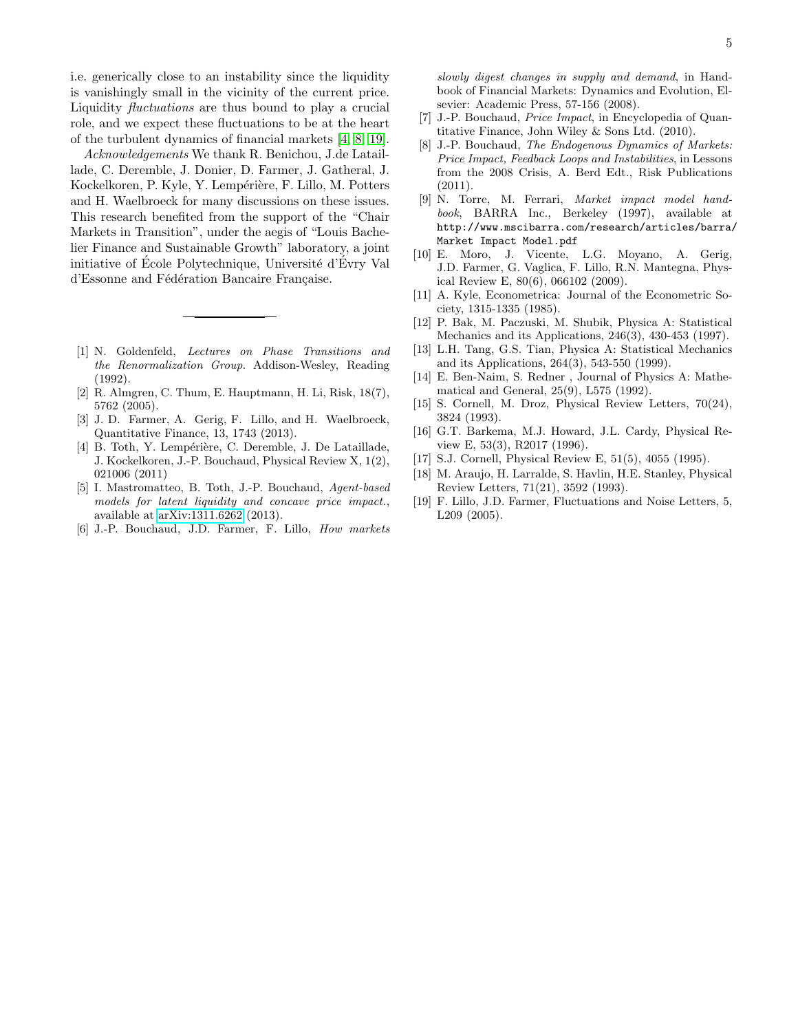i.e. generically close to an instability since the liquidity is vanishingly small in the vicinity of the current price. Liquidity *fluctuations* are thus bound to play a crucial role, and we expect these fluctuations to be at the heart of the turbulent dynamics of financial markets [4, 8, 19].

*Acknowledgements* We thank R. Benichou, J.de Lataillade, C. Deremble, J. Donier, D. Farmer, J. Gatheral, J. Kockelkoren, P. Kyle, Y. Lempérière, F. Lillo, M. Potters and H. Waelbroeck for many discussions on these issues. This research benefited from the support of the "Chair Markets in Transition", under the aegis of "Louis Bachelier Finance and Sustainable Growth" laboratory, a joint initiative of École Polytechnique, Université d'Évry Val d'Essonne and Fédération Bancaire Française.

---

[1] N. Goldenfeld, *Lectures on Phase Transitions and the Renormalization Group*. Addison-Wesley, Reading (1992).

[2] R. Almgren, C. Thum, E. Hauptmann, H. Li, Risk, 18(7), 5762 (2005).

[3] J. D. Farmer, A. Gerig, F. Lillo, and H. Waelbroeck, Quantitative Finance, 13, 1743 (2013).

[4] B. Toth, Y. Lempérière, C. Deremble, J. De Lataillade, J. Kockelkoren, J.-P. Bouchaud, Physical Review X, 1(2), 021006 (2011)

[5] I. Mastromatteo, B. Toth, J.-P. Bouchaud, *Agent-based models for latent liquidity and concave price impact.*, available at arXiv:1311.6262 (2013).

[6] J.-P. Bouchaud, J.D. Farmer, F. Lillo, *How markets slowly digest changes in supply and demand*, in Handbook of Financial Markets: Dynamics and Evolution, Elsevier: Academic Press, 57-156 (2008).

[7] J.-P. Bouchaud, *Price Impact*, in Encyclopedia of Quantitative Finance, John Wiley & Sons Ltd. (2010).

[8] J.-P. Bouchaud, *The Endogenous Dynamics of Markets: Price Impact, Feedback Loops and Instabilities*, in Lessons from the 2008 Crisis, A. Berd Edt., Risk Publications (2011).

[9] N. Torre, M. Ferrari, *Market impact model handbook*, BARRA Inc., Berkeley (1997), available at `http://www.mscibarra.com/research/articles/barra/Market Impact Model.pdf`

[10] E. Moro, J. Vicente, L.G. Moyano, A. Gerig, J.D. Farmer, G. Vaglica, F. Lillo, R.N. Mantegna, Physical Review E, 80(6), 066102 (2009).

[11] A. Kyle, Econometrica: Journal of the Econometric Society, 1315-1335 (1985).

[12] P. Bak, M. Paczuski, M. Shubik, Physica A: Statistical Mechanics and its Applications, 246(3), 430-453 (1997).

[13] L.H. Tang, G.S. Tian, Physica A: Statistical Mechanics and its Applications, 264(3), 543-550 (1999).

[14] E. Ben-Naim, S. Redner , Journal of Physics A: Mathematical and General, 25(9), L575 (1992).

[15] S. Cornell, M. Droz, Physical Review Letters, 70(24), 3824 (1993).

[16] G.T. Barkema, M.J. Howard, J.L. Cardy, Physical Review E, 53(3), R2017 (1996).

[17] S.J. Cornell, Physical Review E, 51(5), 4055 (1995).

[18] M. Araujo, H. Larralde, S. Havlin, H.E. Stanley, Physical Review Letters, 71(21), 3592 (1993).

[19] F. Lillo, J.D. Farmer, Fluctuations and Noise Letters, 5, L209 (2005).